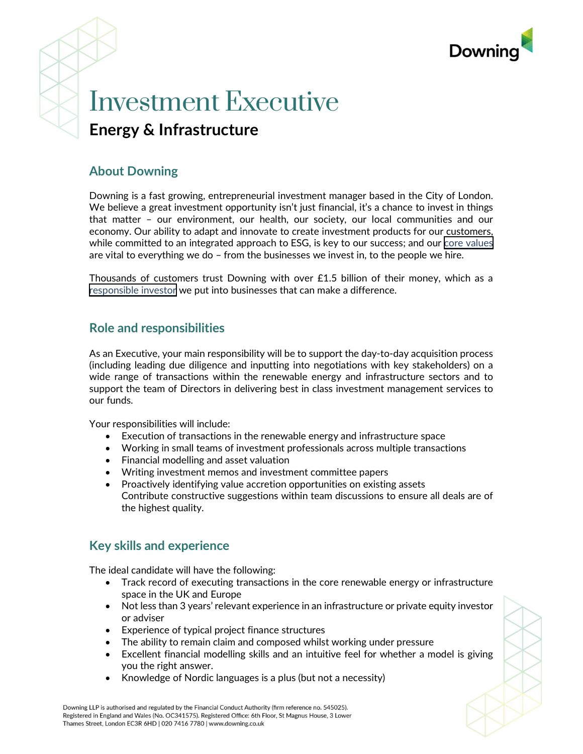# Investment Executive

## Energy & Infrastructure

### About Downing

Downing is a fast growing, entrepreneurial investment manager based in the City of London. We believe a great investment opportunity isn't just financial, it's a chance to invest in things that matter – our environment, our health, our society, our local communities and our economy. Our ability to adapt and innovate to create investment products for our customers, while committed to an integrated approach to ESG, is key to our success; and our core values are vital to everything we do – from the businesses we invest in, to the people we hire.

Thousands of customers trust Downing with over £1.5 billion of their money, which as a responsible investor we put into businesses that can make a difference.

### Role and responsibilities

As an Executive, your main responsibility will be to support the day-to-day acquisition process (including leading due diligence and inputting into negotiations with key stakeholders) on a wide range of transactions within the renewable energy and infrastructure sectors and to support the team of Directors in delivering best in class investment management services to our funds.

Your responsibilities will include:

- Execution of transactions in the renewable energy and infrastructure space
- Working in small teams of investment professionals across multiple transactions
- Financial modelling and asset valuation
- Writing investment memos and investment committee papers
- Proactively identifying value accretion opportunities on existing assets
  Contribute constructive suggestions within team discussions to ensure all deals are of the highest quality.

### Key skills and experience

The ideal candidate will have the following:

- Track record of executing transactions in the core renewable energy or infrastructure space in the UK and Europe
- Not less than 3 years' relevant experience in an infrastructure or private equity investor or adviser
- Experience of typical project finance structures
- The ability to remain claim and composed whilst working under pressure
- Excellent financial modelling skills and an intuitive feel for whether a model is giving you the right answer.
- Knowledge of Nordic languages is a plus (but not a necessity)

Downing LLP is authorised and regulated by the Financial Conduct Authority (firm reference no. 545025). Registered in England and Wales (No. OC341575). Registered Office: 6th Floor, St Magnus House, 3 Lower Thames Street, London EC3R 6HD | 020 7416 7780 | www.downing.co.uk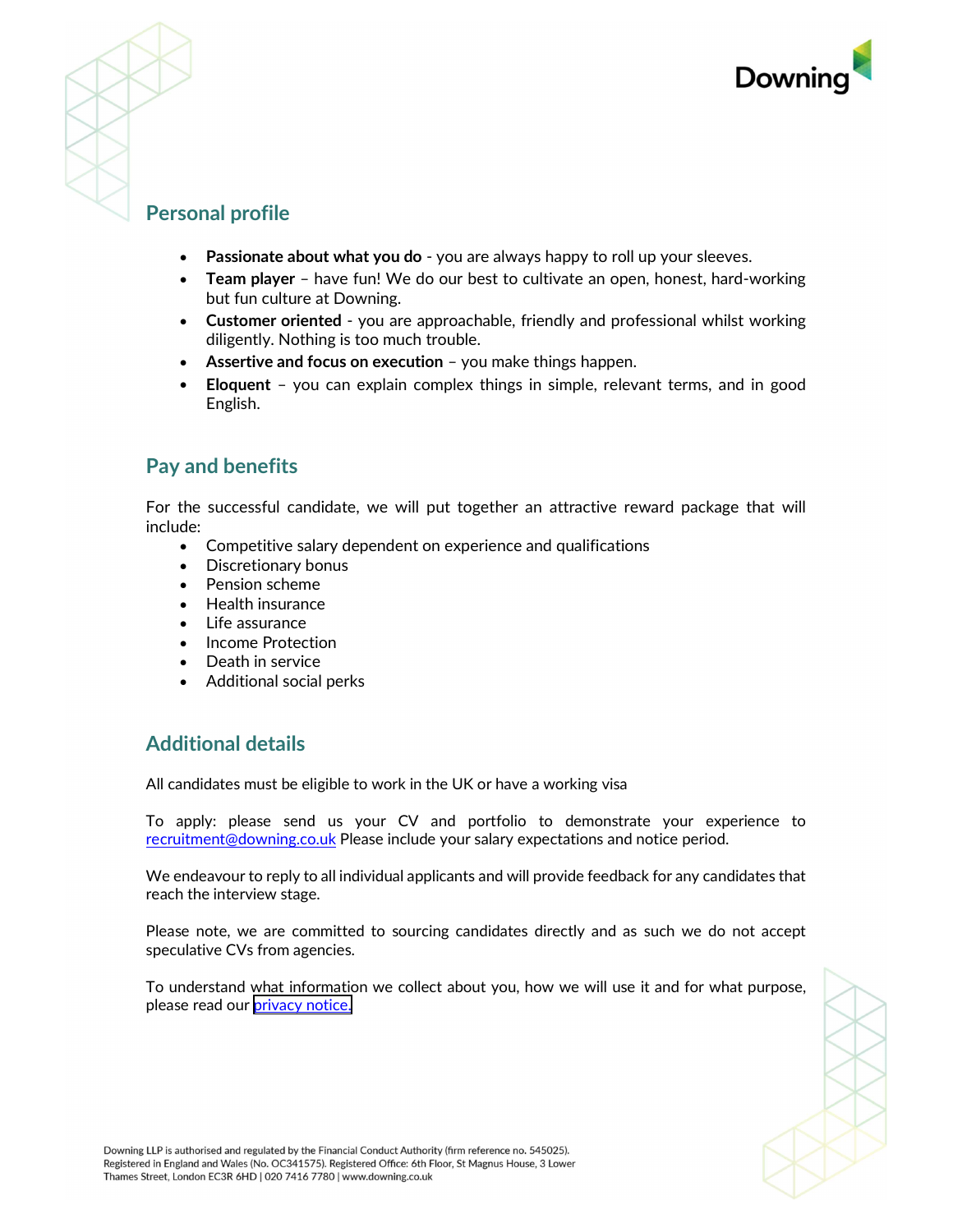## Personal profile

- **Passionate about what you do** - you are always happy to roll up your sleeves.
- **Team player** – have fun! We do our best to cultivate an open, honest, hard-working but fun culture at Downing.
- **Customer oriented** - you are approachable, friendly and professional whilst working diligently. Nothing is too much trouble.
- **Assertive and focus on execution** – you make things happen.
- **Eloquent** – you can explain complex things in simple, relevant terms, and in good English.

## Pay and benefits

For the successful candidate, we will put together an attractive reward package that will include:

- Competitive salary dependent on experience and qualifications
- Discretionary bonus
- Pension scheme
- Health insurance
- Life assurance
- Income Protection
- Death in service
- Additional social perks

## Additional details

All candidates must be eligible to work in the UK or have a working visa

To apply: please send us your CV and portfolio to demonstrate your experience to recruitment@downing.co.uk Please include your salary expectations and notice period.

We endeavour to reply to all individual applicants and will provide feedback for any candidates that reach the interview stage.

Please note, we are committed to sourcing candidates directly and as such we do not accept speculative CVs from agencies.

To understand what information we collect about you, how we will use it and for what purpose, please read our privacy notice.

Downing LLP is authorised and regulated by the Financial Conduct Authority (firm reference no. 545025). Registered in England and Wales (No. OC341575). Registered Office: 6th Floor, St Magnus House, 3 Lower Thames Street, London EC3R 6HD | 020 7416 7780 | www.downing.co.uk